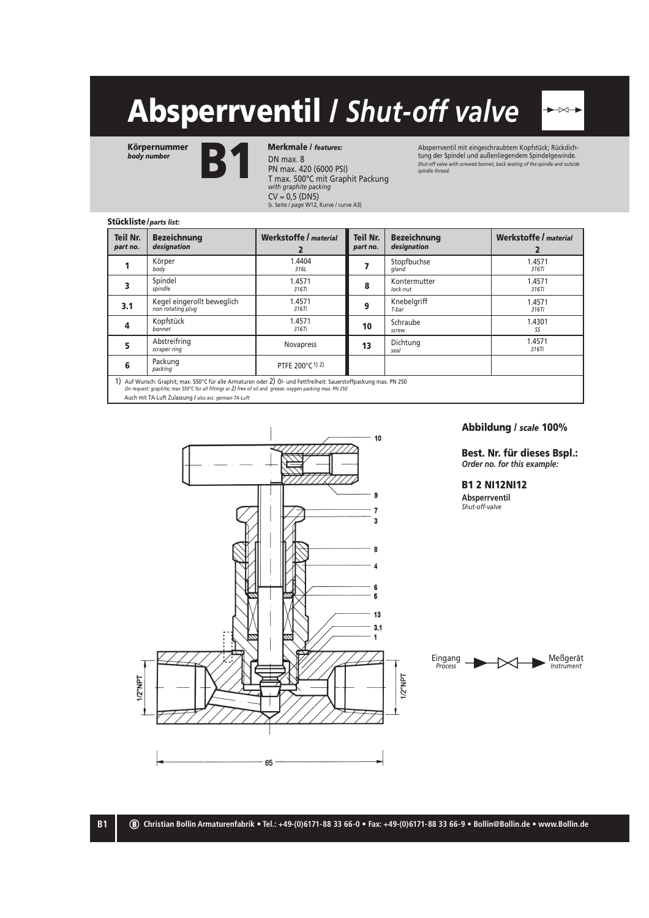# Absperrventil / *Shut-off valve*

**Körpernummer**
*body number*

# B1

**Merkmale / *features:***

DN max. 8
PN max. 420 (6000 PSI)
T max. 500°C mit Graphit Packung
*with graphite packing*
CV ≈ 0,5 (DN5)
(s. Seite / *page* W12, Kurve / *curve* A3)

Absperrventil mit eingeschraubtem Kopfstück; Rückdichtung der Spindel und außenliegendem Spindelgewinde.
*Shut-off valve with screwed bonnet, back seating of the spindle and outside spindle thread.*

**Stückliste / *parts list:***

| Teil Nr. *part no.* | Bezeichnung *designation* | Werkstoffe / *material* 2 | Teil Nr. *part no.* | Bezeichnung *designation* | Werkstoffe / *material* 2 |
|---|---|---|---|---|---|
| 1 | Körper *body* | 1.4404 *316L* | 7 | Stopfbuchse *gland* | 1.4571 *316Ti* |
| 3 | Spindel *spindle* | 1.4571 *316Ti* | 8 | Kontermutter *lock-nut* | 1.4571 *316Ti* |
| 3.1 | Kegel eingerollt beweglich *non rotating plug* | 1.4571 *316Ti* | 9 | Knebelgriff *T-bar* | 1.4571 *316Ti* |
| 4 | Kopfstück *bonnet* | 1.4571 *316Ti* | 10 | Schraube *screw* | 1.4301 *SS* |
| 5 | Abstreifring *scraper ring* | Novapress | 13 | Dichtung *seal* | 1.4571 *316Ti* |
| 6 | Packung *packing* | PTFE 200°C [1) 2)] | | | |

1) Auf Wunsch: Graphit; max. 550°C für alle Armaturen oder 2) Öl- und Fettfreiheit: Sauerstoffpackung max. PN 250
*On request: graphite; max 550°C for all fittings or 2) free of oil and grease: oxygen packing max. PN 250*
Auch mit TA-Luft Zulassung / *also acc. german TA-Luft*

10, 9, 7, 3, 8, 4, 6, 5, 13, 3.1, 1

1/2"NPT    1/2"NPT

65

**Abbildung / *scale* 100%**

**Best. Nr. für dieses Bspl.:**
***Order no. for this example:***

**B1 2 NI12NI12**
**Absperrventil**
*Shut-off-valve*

Eingang *Process* → Meßgerät *Instrument*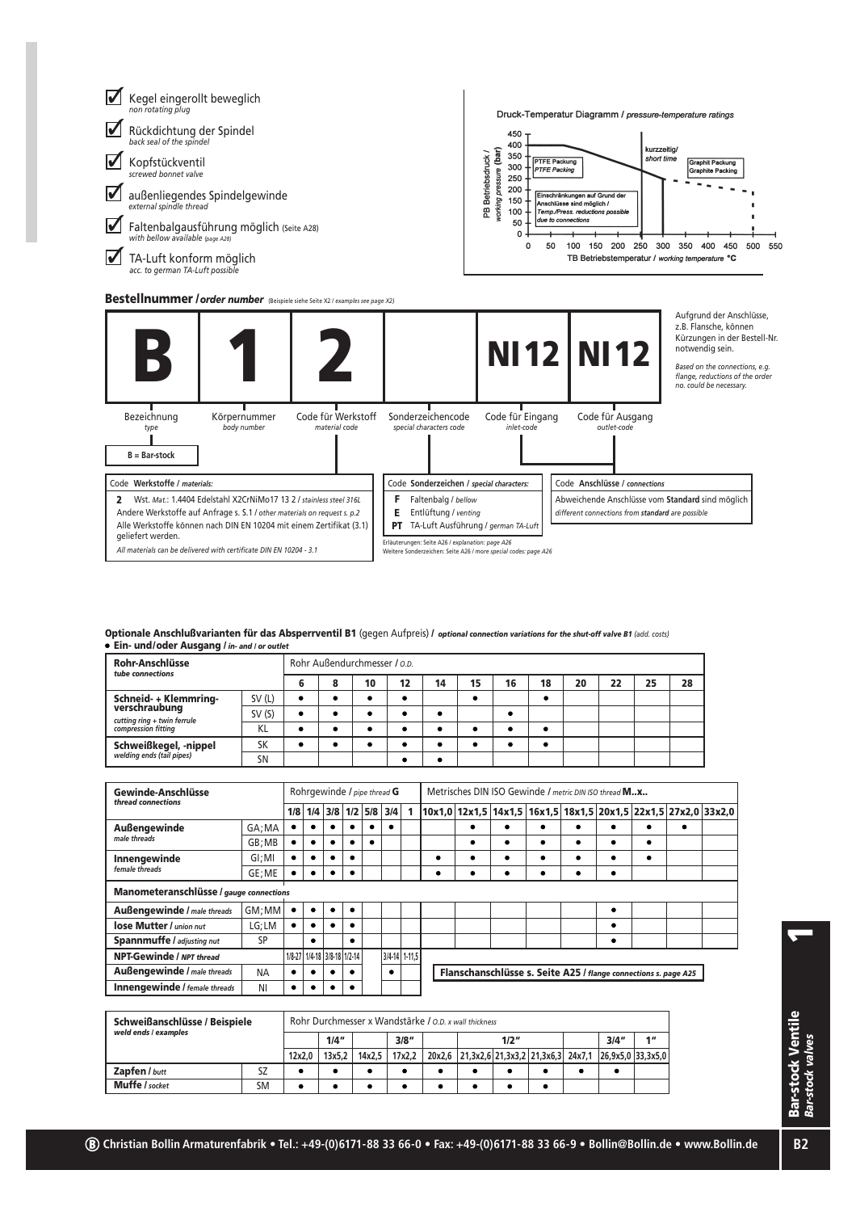- ☑ Kegel eingerollt beweglich
  *non rotating plug*
- ☑ Rückdichtung der Spindel
  *back seal of the spindel*
- ☑ Kopfstückventil
  *screwed bonnet valve*
- ☑ außenliegendes Spindelgewinde
  *external spindle thread*
- ☑ Faltenbalgausführung möglich (Seite A28)
  *with bellow available (page A28)*
- ☑ TA-Luft konform möglich
  *acc. to german TA-Luft possible*

Druck-Temperatur Diagramm / *pressure-temperature ratings*

PB Betriebsdruck / *working pressure* (bar)

450
400
350
300
250
200
150
100
50
0

PTFE Packung / *PTFE Packing*

kurzzeitig/ *short time*

Graphit Packung / *Graphite Packing*

Einschränkungen auf Grund der Anschlüsse sind möglich / *Temp./Press. reductions possible due to connections*

0 50 100 150 200 250 300 350 400 450 500 550

TB Betriebstemperatur / *working temperature* °C

## Bestellnummer / *order number* (Beispiele siehe Seite X2 / *examples see page X2*)

| B | 1 | 2 | | NI 12 | NI 12 |
|---|---|---|---|---|---|
| Bezeichnung *type* | Körpernummer *body number* | Code für Werkstoff *material code* | Sonderzeichencode *special characters code* | Code für Eingang *inlet-code* | Code für Ausgang *outlet-code* |

Aufgrund der Anschlüsse, z.B. Flansche, können Kürzungen in der Bestell-Nr. notwendig sein.

*Based on the connections, e.g. flange, reductions of the order no. could be necessary.*

**B = Bar-stock**

Code **Werkstoffe** / *materials:*

**2** Wst. Mat.: 1.4404 Edelstahl X2CrNiMo17 13 2 / *stainless steel 316L*

Andere Werkstoffe auf Anfrage s. S.1 / *other materials on request s. p.2*

Alle Werkstoffe können nach DIN EN 10204 mit einem Zertifikat (3.1) geliefert werden.

*All materials can be delivered with certificate DIN EN 10204 - 3.1*

Code **Sonderzeichen** / *special characters:*

**F** Faltenbalg / *bellow*
**E** Entlüftung / *venting*
**PT** TA-Luft Ausführung / *german TA-Luft*

Erläuterungen: Seite A26 / *explanation: page A26*
Weitere Sonderzeichen: Seite A26 / *more special codes: page A26*

Code **Anschlüsse** / *connections*

Abweichende Anschlüsse vom **Standard** sind möglich
*different connections from standard are possible*

**Optionale Anschlußvarianten für das Absperrventil B1** (gegen Aufpreis) / *optional connection variations for the shut-off valve B1 (add. costs)*
**● Ein- und/oder Ausgang** / *in- and / or outlet*

| **Rohr-Anschlüsse** *tube connections* | | Rohr Außendurchmesser / *O.D.* | | | | | | | | | | | |
|---|---|---|---|---|---|---|---|---|---|---|---|---|---|
| | | 6 | 8 | 10 | 12 | 14 | 15 | 16 | 18 | 20 | 22 | 25 | 28 |
| **Schneid- + Klemmring-verschraubung** *cutting ring + twin ferrule compression fitting* | SV (L) | ● | ● | ● | ● | | ● | | ● | | | | |
| | SV (S) | ● | ● | ● | ● | ● | | ● | | | | | |
| | KL | ● | ● | ● | ● | ● | ● | ● | ● | | | | |
| **Schweißkegel, -nippel** *welding ends (tail pipes)* | SK | ● | ● | ● | ● | ● | ● | ● | ● | | | | |
| | SN | | | | ● | ● | | | | | | | |

| **Gewinde-Anschlüsse** *thread connections* | | Rohrgewinde / *pipe thread* **G** | | | | | | | Metrisches DIN ISO Gewinde / *metric DIN ISO thread* **M..x..** | | | | | | | | |
|---|---|---|---|---|---|---|---|---|---|---|---|---|---|---|---|---|---|
| | | 1/8 | 1/4 | 3/8 | 1/2 | 5/8 | 3/4 | 1 | 10x1,0 | 12x1,5 | 14x1,5 | 16x1,5 | 18x1,5 | 20x1,5 | 22x1,5 | 27x2,0 | 33x2,0 |
| **Außengewinde** *male threads* | GA;MA | ● | ● | ● | ● | ● | ● | | | ● | ● | ● | ● | ● | ● | ● | |
| | GB;MB | ● | ● | ● | ● | ● | | | | ● | ● | ● | ● | ● | ● | | |
| **Innengewinde** *female threads* | GI;MI | ● | ● | ● | ● | | | | ● | ● | ● | ● | ● | ● | ● | | |
| | GE;ME | ● | ● | ● | ● | | | | ● | ● | ● | ● | ● | ● | | | |
| **Manometeranschlüsse** / *gauge connections* | | | | | | | | | | | | | | | | | |
| **Außengewinde** / *male threads* | GM;MM | ● | ● | ● | ● | | | | | | | | | ● | | | |
| **lose Mutter** / *union nut* | LG;LM | ● | ● | ● | ● | | | | | | | | | ● | | | |
| **Spannmuffe** / *adjusting nut* | SP | | ● | | ● | | | | | | | | | ● | | | |
| **NPT-Gewinde** / *NPT thread* | | 1/8-27 | 1/4-18 | 3/8-18 | 1/2-14 | | 3/4-14 | 1-11,5 | | | | | | | | | |
| **Außengewinde** / *male threads* | NA | ● | ● | ● | ● | | ● | | **Flanschanschlüsse s. Seite A25** / *flange connections s. page A25* | | | | | | | | |
| **Innengewinde** / *female threads* | NI | ● | ● | ● | ● | | | | | | | | | | | | |

| **Schweißanschlüsse / Beispiele** *weld ends / examples* | | Rohr Durchmesser x Wandstärke / *O.D. x wall thickness* | | | | | | | | | | |
|---|---|---|---|---|---|---|---|---|---|---|---|---|
| | | | 1/4" | | 3/8" | | | 1/2" | | | 3/4" | 1" |
| | | 12x2,0 | 13x5,2 | 14x2,5 | 17x2,2 | 20x2,6 | 21,3x2,6 | 21,3x3,2 | 21,3x6,3 | 24x7,1 | 26,9x5,0 | 33,3x5,0 |
| **Zapfen** / *butt* | SZ | ● | ● | ● | ● | ● | ● | ● | ● | ● | ● | |
| **Muffe** / *socket* | SM | ● | ● | ● | ● | ● | ● | ● | ● | | | |